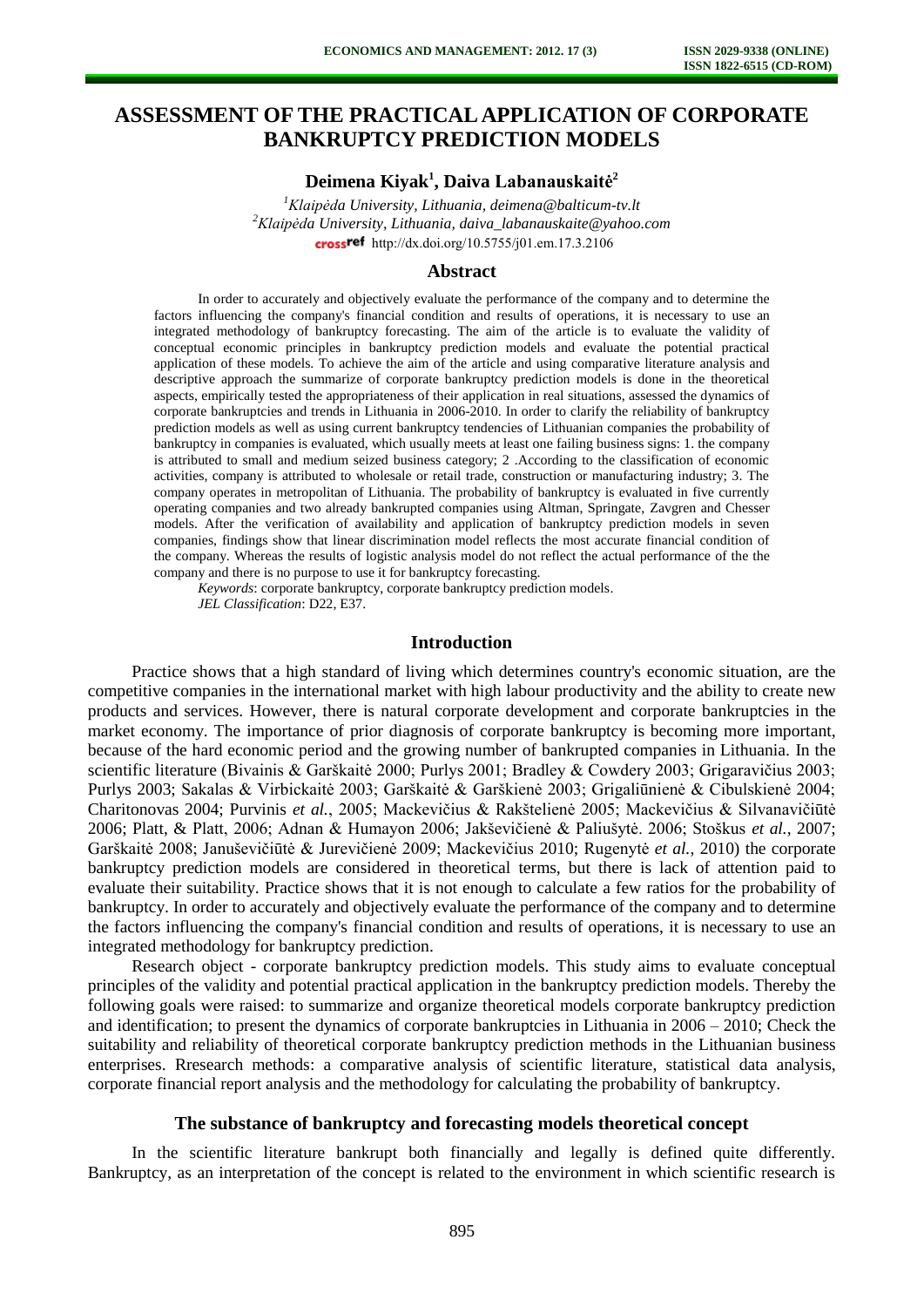# ASSESSMENT OF THE PRACTICAL APPLICATION OF CORPORATE BANKRUPTCY PREDICTION MODELS

**Deimena Kiyak[1], Daiva Labanauskaitė[2]**

[1]*Klaipėda University, Lithuania, deimena@balticum-tv.lt*
[2]*Klaipėda University, Lithuania, daiva_labanauskaite@yahoo.com*
http://dx.doi.org/10.5755/j01.em.17.3.2106

## Abstract

In order to accurately and objectively evaluate the performance of the company and to determine the factors influencing the company's financial condition and results of operations, it is necessary to use an integrated methodology of bankruptcy forecasting. The aim of the article is to evaluate the validity of conceptual economic principles in bankruptcy prediction models and evaluate the potential practical application of these models. To achieve the aim of the article and using comparative literature analysis and descriptive approach the summarize of corporate bankruptcy prediction models is done in the theoretical aspects, empirically tested the appropriateness of their application in real situations, assessed the dynamics of corporate bankruptcies and trends in Lithuania in 2006-2010. In order to clarify the reliability of bankruptcy prediction models as well as using current bankruptcy tendencies of Lithuanian companies the probability of bankruptcy in companies is evaluated, which usually meets at least one failing business signs: 1. the company is attributed to small and medium seized business category; 2 .According to the classification of economic activities, company is attributed to wholesale or retail trade, construction or manufacturing industry; 3. The company operates in metropolitan of Lithuania. The probability of bankruptcy is evaluated in five currently operating companies and two already bankrupted companies using Altman, Springate, Zavgren and Chesser models. After the verification of availability and application of bankruptcy prediction models in seven companies, findings show that linear discrimination model reflects the most accurate financial condition of the company. Whereas the results of logistic analysis model do not reflect the actual performance of the the company and there is no purpose to use it for bankruptcy forecasting.

*Keywords*: corporate bankruptcy, corporate bankruptcy prediction models.

*JEL Classification*: D22, E37.

## Introduction

Practice shows that a high standard of living which determines country's economic situation, are the competitive companies in the international market with high labour productivity and the ability to create new products and services. However, there is natural corporate development and corporate bankruptcies in the market economy. The importance of prior diagnosis of corporate bankruptcy is becoming more important, because of the hard economic period and the growing number of bankrupted companies in Lithuania. In the scientific literature (Bivainis & Garškaitė 2000; Purlys 2001; Bradley & Cowdery 2003; Grigaravičius 2003; Purlys 2003; Sakalas & Virbickaitė 2003; Garškaitė & Garškienė 2003; Grigaliūnienė & Cibulskienė 2004; Charitonovas 2004; Purvinis *et al.*, 2005; Mackevičius & Rakštelienė 2005; Mackevičius & Silvanavičiūtė 2006; Platt, & Platt, 2006; Adnan & Humayon 2006; Jakševičienė & Paliušytė. 2006; Stoškus *et al.*, 2007; Garškaitė 2008; Januševičiūtė & Jurevičienė 2009; Mackevičius 2010; Rugenytė *et al.*, 2010) the corporate bankruptcy prediction models are considered in theoretical terms, but there is lack of attention paid to evaluate their suitability. Practice shows that it is not enough to calculate a few ratios for the probability of bankruptcy. In order to accurately and objectively evaluate the performance of the company and to determine the factors influencing the company's financial condition and results of operations, it is necessary to use an integrated methodology for bankruptcy prediction.

Research object - corporate bankruptcy prediction models. This study aims to evaluate conceptual principles of the validity and potential practical application in the bankruptcy prediction models. Thereby the following goals were raised: to summarize and organize theoretical models corporate bankruptcy prediction and identification; to present the dynamics of corporate bankruptcies in Lithuania in 2006 – 2010; Check the suitability and reliability of theoretical corporate bankruptcy prediction methods in the Lithuanian business enterprises. Rresearch methods: a comparative analysis of scientific literature, statistical data analysis, corporate financial report analysis and the methodology for calculating the probability of bankruptcy.

## The substance of bankruptcy and forecasting models theoretical concept

In the scientific literature bankrupt both financially and legally is defined quite differently. Bankruptcy, as an interpretation of the concept is related to the environment in which scientific research is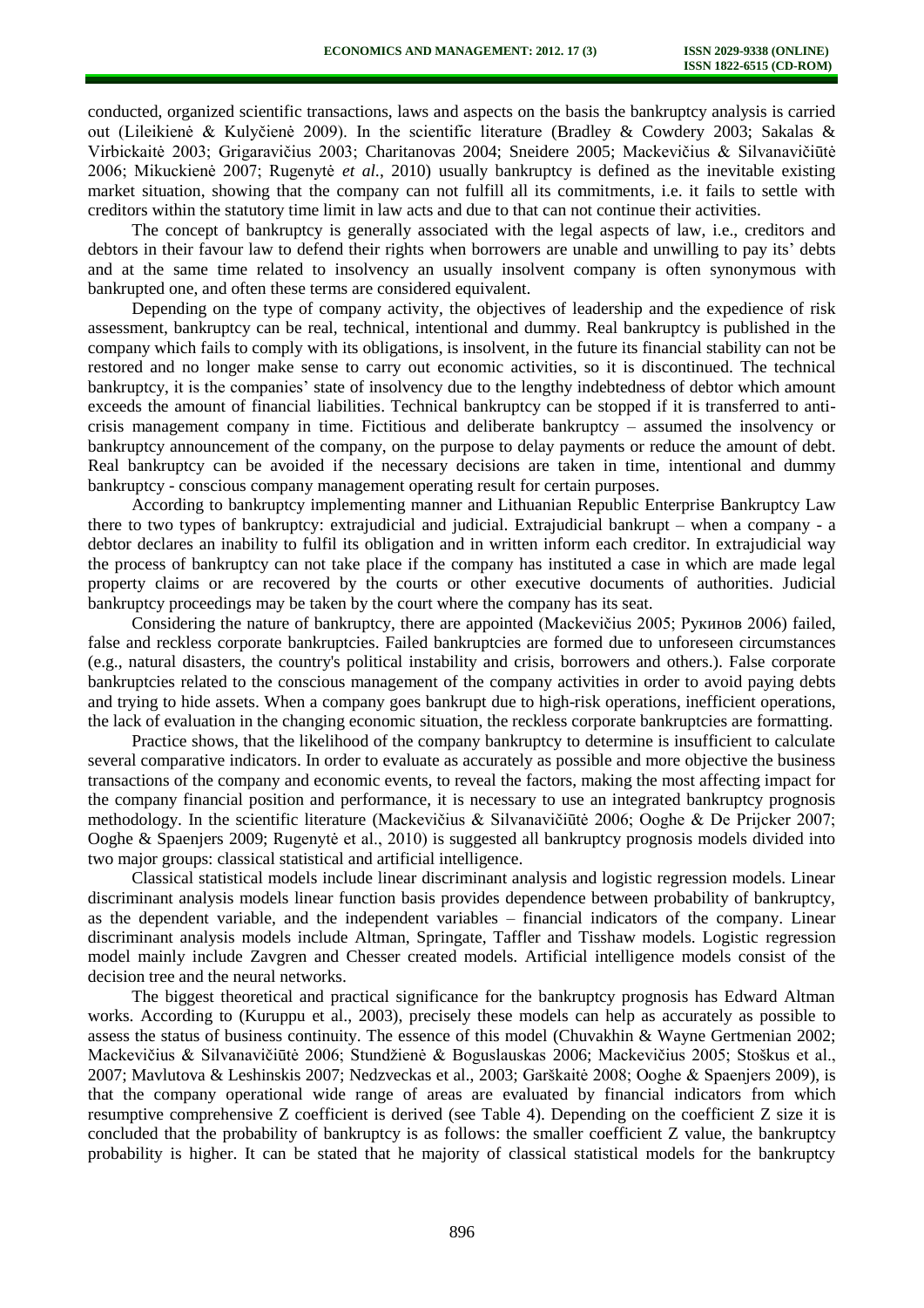conducted, organized scientific transactions, laws and aspects on the basis the bankruptcy analysis is carried out (Lileikienė & Kulyčienė 2009). In the scientific literature (Bradley & Cowdery 2003; Sakalas & Virbickaitė 2003; Grigaravičius 2003; Charitanovas 2004; Sneidere 2005; Mackevičius & Silvanavičiūtė 2006; Mikuckienė 2007; Rugenytė *et al.*, 2010) usually bankruptcy is defined as the inevitable existing market situation, showing that the company can not fulfill all its commitments, i.e. it fails to settle with creditors within the statutory time limit in law acts and due to that can not continue their activities.

The concept of bankruptcy is generally associated with the legal aspects of law, i.e., creditors and debtors in their favour law to defend their rights when borrowers are unable and unwilling to pay its' debts and at the same time related to insolvency an usually insolvent company is often synonymous with bankrupted one, and often these terms are considered equivalent.

Depending on the type of company activity, the objectives of leadership and the expedience of risk assessment, bankruptcy can be real, technical, intentional and dummy. Real bankruptcy is published in the company which fails to comply with its obligations, is insolvent, in the future its financial stability can not be restored and no longer make sense to carry out economic activities, so it is discontinued. The technical bankruptcy, it is the companies' state of insolvency due to the lengthy indebtedness of debtor which amount exceeds the amount of financial liabilities. Technical bankruptcy can be stopped if it is transferred to anti-crisis management company in time. Fictitious and deliberate bankruptcy – assumed the insolvency or bankruptcy announcement of the company, on the purpose to delay payments or reduce the amount of debt. Real bankruptcy can be avoided if the necessary decisions are taken in time, intentional and dummy bankruptcy - conscious company management operating result for certain purposes.

According to bankruptcy implementing manner and Lithuanian Republic Enterprise Bankruptcy Law there to two types of bankruptcy: extrajudicial and judicial. Extrajudicial bankrupt – when a company - a debtor declares an inability to fulfil its obligation and in written inform each creditor. In extrajudicial way the process of bankruptcy can not take place if the company has instituted a case in which are made legal property claims or are recovered by the courts or other executive documents of authorities. Judicial bankruptcy proceedings may be taken by the court where the company has its seat.

Considering the nature of bankruptcy, there are appointed (Mackevičius 2005; Рукинов 2006) failed, false and reckless corporate bankruptcies. Failed bankruptcies are formed due to unforeseen circumstances (e.g., natural disasters, the country's political instability and crisis, borrowers and others.). False corporate bankruptcies related to the conscious management of the company activities in order to avoid paying debts and trying to hide assets. When a company goes bankrupt due to high-risk operations, inefficient operations, the lack of evaluation in the changing economic situation, the reckless corporate bankruptcies are formatting.

Practice shows, that the likelihood of the company bankruptcy to determine is insufficient to calculate several comparative indicators. In order to evaluate as accurately as possible and more objective the business transactions of the company and economic events, to reveal the factors, making the most affecting impact for the company financial position and performance, it is necessary to use an integrated bankruptcy prognosis methodology. In the scientific literature (Mackevičius & Silvanavičiūtė 2006; Ooghe & De Prijcker 2007; Ooghe & Spaenjers 2009; Rugenytė et al., 2010) is suggested all bankruptcy prognosis models divided into two major groups: classical statistical and artificial intelligence.

Classical statistical models include linear discriminant analysis and logistic regression models. Linear discriminant analysis models linear function basis provides dependence between probability of bankruptcy, as the dependent variable, and the independent variables – financial indicators of the company. Linear discriminant analysis models include Altman, Springate, Taffler and Tisshaw models. Logistic regression model mainly include Zavgren and Chesser created models. Artificial intelligence models consist of the decision tree and the neural networks.

The biggest theoretical and practical significance for the bankruptcy prognosis has Edward Altman works. According to (Kuruppu et al., 2003), precisely these models can help as accurately as possible to assess the status of business continuity. The essence of this model (Chuvakhin & Wayne Gertmenian 2002; Mackevičius & Silvanavičiūtė 2006; Stundžienė & Boguslauskas 2006; Mackevičius 2005; Stoškus et al., 2007; Mavlutova & Leshinskis 2007; Nedzveckas et al., 2003; Garškaitė 2008; Ooghe & Spaenjers 2009), is that the company operational wide range of areas are evaluated by financial indicators from which resumptive comprehensive Z coefficient is derived (see Table 4). Depending on the coefficient Z size it is concluded that the probability of bankruptcy is as follows: the smaller coefficient Z value, the bankruptcy probability is higher. It can be stated that he majority of classical statistical models for the bankruptcy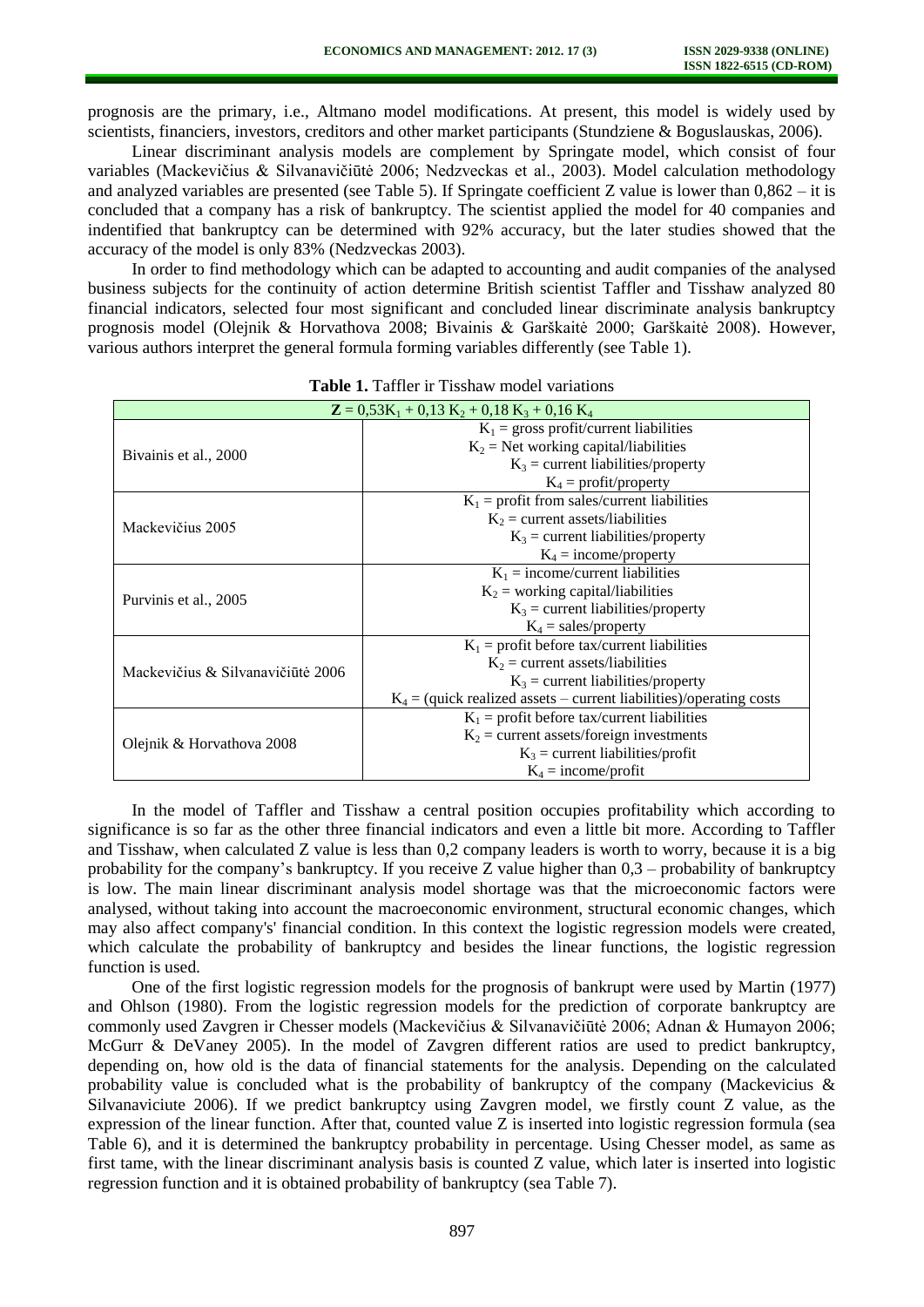prognosis are the primary, i.e., Altmano model modifications. At present, this model is widely used by scientists, financiers, investors, creditors and other market participants (Stundziene & Boguslauskas, 2006).

Linear discriminant analysis models are complement by Springate model, which consist of four variables (Mackevičius & Silvanavičiūtė 2006; Nedzveckas et al., 2003). Model calculation methodology and analyzed variables are presented (see Table 5). If Springate coefficient Z value is lower than 0,862 – it is concluded that a company has a risk of bankruptcy. The scientist applied the model for 40 companies and indentified that bankruptcy can be determined with 92% accuracy, but the later studies showed that the accuracy of the model is only 83% (Nedzveckas 2003).

In order to find methodology which can be adapted to accounting and audit companies of the analysed business subjects for the continuity of action determine British scientist Taffler and Tisshaw analyzed 80 financial indicators, selected four most significant and concluded linear discriminate analysis bankruptcy prognosis model (Olejnik & Horvathova 2008; Bivainis & Garškaitė 2000; Garškaitė 2008). However, various authors interpret the general formula forming variables differently (see Table 1).

**Table 1.** Taffler ir Tisshaw model variations

| $\mathbf{Z} = 0{,}53K_1 + 0{,}13\,K_2 + 0{,}18\,K_3 + 0{,}16\,K_4$ | |
|---|---|
| Bivainis et al., 2000 | $K_1$ = gross profit/current liabilities<br>$K_2$ = Net working capital/liabilities<br>$K_3$ = current liabilities/property<br>$K_4$ = profit/property |
| Mackevičius 2005 | $K_1$ = profit from sales/current liabilities<br>$K_2$ = current assets/liabilities<br>$K_3$ = current liabilities/property<br>$K_4$ = income/property |
| Purvinis et al., 2005 | $K_1$ = income/current liabilities<br>$K_2$ = working capital/liabilities<br>$K_3$ = current liabilities/property<br>$K_4$ = sales/property |
| Mackevičius & Silvanavičiūtė 2006 | $K_1$ = profit before tax/current liabilities<br>$K_2$ = current assets/liabilities<br>$K_3$ = current liabilities/property<br>$K_4$ = (quick realized assets – current liabilities)/operating costs |
| Olejnik & Horvathova 2008 | $K_1$ = profit before tax/current liabilities<br>$K_2$ = current assets/foreign investments<br>$K_3$ = current liabilities/profit<br>$K_4$ = income/profit |

In the model of Taffler and Tisshaw a central position occupies profitability which according to significance is so far as the other three financial indicators and even a little bit more. According to Taffler and Tisshaw, when calculated Z value is less than 0,2 company leaders is worth to worry, because it is a big probability for the company's bankruptcy. If you receive Z value higher than 0,3 – probability of bankruptcy is low. The main linear discriminant analysis model shortage was that the microeconomic factors were analysed, without taking into account the macroeconomic environment, structural economic changes, which may also affect company's' financial condition. In this context the logistic regression models were created, which calculate the probability of bankruptcy and besides the linear functions, the logistic regression function is used.

One of the first logistic regression models for the prognosis of bankrupt were used by Martin (1977) and Ohlson (1980). From the logistic regression models for the prediction of corporate bankruptcy are commonly used Zavgren ir Chesser models (Mackevičius & Silvanavičiūtė 2006; Adnan & Humayon 2006; McGurr & DeVaney 2005). In the model of Zavgren different ratios are used to predict bankruptcy, depending on, how old is the data of financial statements for the analysis. Depending on the calculated probability value is concluded what is the probability of bankruptcy of the company (Mackevicius & Silvanaviciute 2006). If we predict bankruptcy using Zavgren model, we firstly count Z value, as the expression of the linear function. After that, counted value Z is inserted into logistic regression formula (sea Table 6), and it is determined the bankruptcy probability in percentage. Using Chesser model, as same as first tame, with the linear discriminant analysis basis is counted Z value, which later is inserted into logistic regression function and it is obtained probability of bankruptcy (sea Table 7).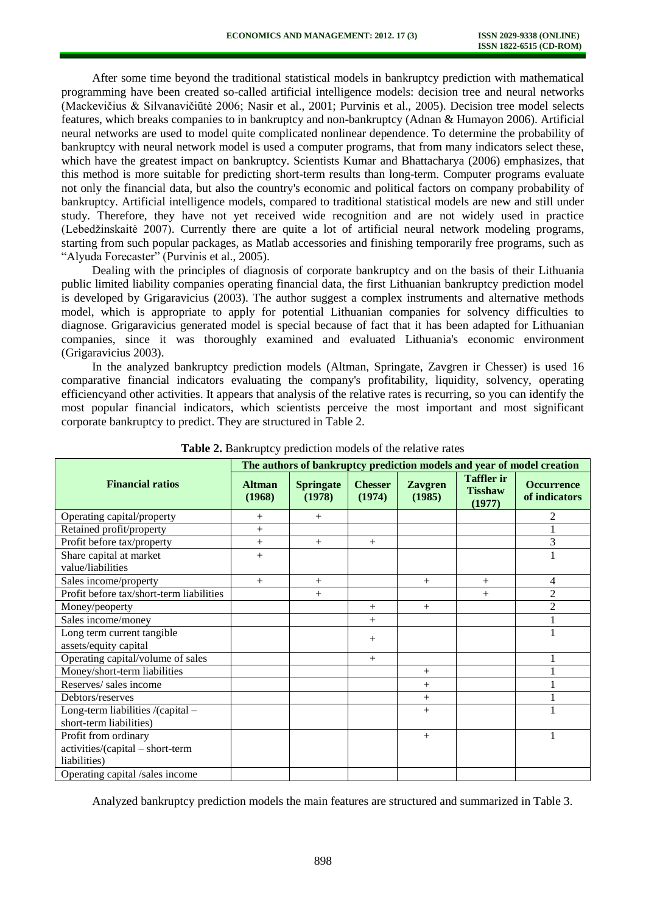After some time beyond the traditional statistical models in bankruptcy prediction with mathematical programming have been created so-called artificial intelligence models: decision tree and neural networks (Mackevičius & Silvanavičiūtė 2006; Nasir et al., 2001; Purvinis et al., 2005). Decision tree model selects features, which breaks companies to in bankruptcy and non-bankruptcy (Adnan & Humayon 2006). Artificial neural networks are used to model quite complicated nonlinear dependence. To determine the probability of bankruptcy with neural network model is used a computer programs, that from many indicators select these, which have the greatest impact on bankruptcy. Scientists Kumar and Bhattacharya (2006) emphasizes, that this method is more suitable for predicting short-term results than long-term. Computer programs evaluate not only the financial data, but also the country's economic and political factors on company probability of bankruptcy. Artificial intelligence models, compared to traditional statistical models are new and still under study. Therefore, they have not yet received wide recognition and are not widely used in practice (Lebedžinskaitė 2007). Currently there are quite a lot of artificial neural network modeling programs, starting from such popular packages, as Matlab accessories and finishing temporarily free programs, such as "Alyuda Forecaster" (Purvinis et al., 2005).

Dealing with the principles of diagnosis of corporate bankruptcy and on the basis of their Lithuania public limited liability companies operating financial data, the first Lithuanian bankruptcy prediction model is developed by Grigaravicius (2003). The author suggest a complex instruments and alternative methods model, which is appropriate to apply for potential Lithuanian companies for solvency difficulties to diagnose. Grigaravicius generated model is special because of fact that it has been adapted for Lithuanian companies, since it was thoroughly examined and evaluated Lithuania's economic environment (Grigaravicius 2003).

In the analyzed bankruptcy prediction models (Altman, Springate, Zavgren ir Chesser) is used 16 comparative financial indicators evaluating the company's profitability, liquidity, solvency, operating efficiencyand other activities. It appears that analysis of the relative rates is recurring, so you can identify the most popular financial indicators, which scientists perceive the most important and most significant corporate bankruptcy to predict. They are structured in Table 2.

**Table 2.** Bankruptcy prediction models of the relative rates

| Financial ratios | The authors of bankruptcy prediction models and year of model creation | | | | | |
|---|---|---|---|---|---|---|
| | **Altman (1968)** | **Springate (1978)** | **Chesser (1974)** | **Zavgren (1985)** | **Taffler ir Tisshaw (1977)** | **Occurrence of indicators** |
| Operating capital/property | + | + | | | | 2 |
| Retained profit/property | + | | | | | 1 |
| Profit before tax/property | + | + | + | | | 3 |
| Share capital at market value/liabilities | + | | | | | 1 |
| Sales income/property | + | + | | + | + | 4 |
| Profit before tax/short-term liabilities | | + | | | + | 2 |
| Money/peoperty | | | + | + | | 2 |
| Sales income/money | | | + | | | 1 |
| Long term current tangible assets/equity capital | | | + | | | 1 |
| Operating capital/volume of sales | | | + | | | 1 |
| Money/short-term liabilities | | | | + | | 1 |
| Reserves/ sales income | | | | + | | 1 |
| Debtors/reserves | | | | + | | 1 |
| Long-term liabilities /(capital – short-term liabilities) | | | | + | | 1 |
| Profit from ordinary activities/(capital – short-term liabilities) | | | | + | | 1 |
| Operating capital /sales income | | | | | | |

Analyzed bankruptcy prediction models the main features are structured and summarized in Table 3.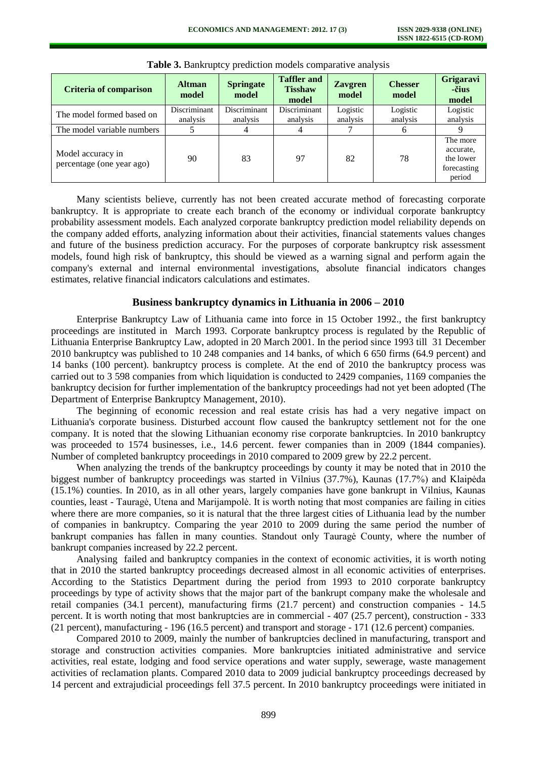**Table 3.** Bankruptcy prediction models comparative analysis

| Criteria of comparison | Altman model | Springate model | Taffler and Tisshaw model | Zavgren model | Chesser model | Grigaravi-čius model |
|---|---|---|---|---|---|---|
| The model formed based on | Discriminant analysis | Discriminant analysis | Discriminant analysis | Logistic analysis | Logistic analysis | Logistic analysis |
| The model variable numbers | 5 | 4 | 4 | 7 | 6 | 9 |
| Model accuracy in percentage (one year ago) | 90 | 83 | 97 | 82 | 78 | The more accurate, the lower forecasting period |

Many scientists believe, currently has not been created accurate method of forecasting corporate bankruptcy. It is appropriate to create each branch of the economy or individual corporate bankruptcy probability assessment models. Each analyzed corporate bankruptcy prediction model reliability depends on the company added efforts, analyzing information about their activities, financial statements values changes and future of the business prediction accuracy. For the purposes of corporate bankruptcy risk assessment models, found high risk of bankruptcy, this should be viewed as a warning signal and perform again the company's external and internal environmental investigations, absolute financial indicators changes estimates, relative financial indicators calculations and estimates.

## Business bankruptcy dynamics in Lithuania in 2006 – 2010

Enterprise Bankruptcy Law of Lithuania came into force in 15 October 1992., the first bankruptcy proceedings are instituted in March 1993. Corporate bankruptcy process is regulated by the Republic of Lithuania Enterprise Bankruptcy Law, adopted in 20 March 2001. In the period since 1993 till 31 December 2010 bankruptcy was published to 10 248 companies and 14 banks, of which 6 650 firms (64.9 percent) and 14 banks (100 percent). bankruptcy process is complete. At the end of 2010 the bankruptcy process was carried out to 3 598 companies from which liquidation is conducted to 2429 companies, 1169 companies the bankruptcy decision for further implementation of the bankruptcy proceedings had not yet been adopted (The Department of Enterprise Bankruptcy Management, 2010).

The beginning of economic recession and real estate crisis has had a very negative impact on Lithuania's corporate business. Disturbed account flow caused the bankruptcy settlement not for the one company. It is noted that the slowing Lithuanian economy rise corporate bankruptcies. In 2010 bankruptcy was proceeded to 1574 businesses, i.e., 14.6 percent. fewer companies than in 2009 (1844 companies). Number of completed bankruptcy proceedings in 2010 compared to 2009 grew by 22.2 percent.

When analyzing the trends of the bankruptcy proceedings by county it may be noted that in 2010 the biggest number of bankruptcy proceedings was started in Vilnius (37.7%), Kaunas (17.7%) and Klaipėda (15.1%) counties. In 2010, as in all other years, largely companies have gone bankrupt in Vilnius, Kaunas counties, least - Tauragė, Utena and Marijampolė. It is worth noting that most companies are failing in cities where there are more companies, so it is natural that the three largest cities of Lithuania lead by the number of companies in bankruptcy. Comparing the year 2010 to 2009 during the same period the number of bankrupt companies has fallen in many counties. Standout only Tauragė County, where the number of bankrupt companies increased by 22.2 percent.

Analysing failed and bankruptcy companies in the context of economic activities, it is worth noting that in 2010 the started bankruptcy proceedings decreased almost in all economic activities of enterprises. According to the Statistics Department during the period from 1993 to 2010 corporate bankruptcy proceedings by type of activity shows that the major part of the bankrupt company make the wholesale and retail companies (34.1 percent), manufacturing firms (21.7 percent) and construction companies - 14.5 percent. It is worth noting that most bankruptcies are in commercial - 407 (25.7 percent), construction - 333 (21 percent), manufacturing - 196 (16.5 percent) and transport and storage - 171 (12.6 percent) companies.

Compared 2010 to 2009, mainly the number of bankruptcies declined in manufacturing, transport and storage and construction activities companies. More bankruptcies initiated administrative and service activities, real estate, lodging and food service operations and water supply, sewerage, waste management activities of reclamation plants. Compared 2010 data to 2009 judicial bankruptcy proceedings decreased by 14 percent and extrajudicial proceedings fell 37.5 percent. In 2010 bankruptcy proceedings were initiated in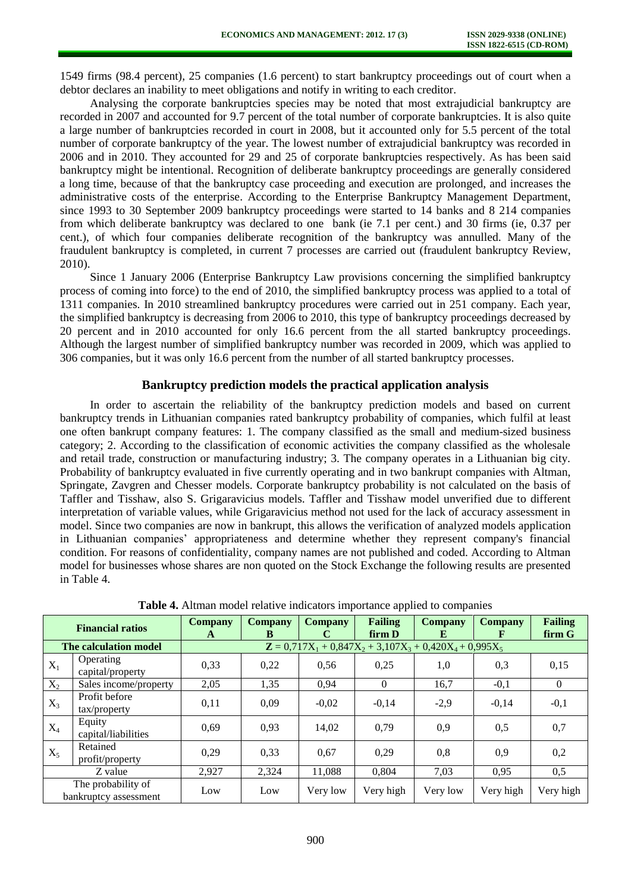1549 firms (98.4 percent), 25 companies (1.6 percent) to start bankruptcy proceedings out of court when a debtor declares an inability to meet obligations and notify in writing to each creditor.

Analysing the corporate bankruptcies species may be noted that most extrajudicial bankruptcy are recorded in 2007 and accounted for 9.7 percent of the total number of corporate bankruptcies. It is also quite a large number of bankruptcies recorded in court in 2008, but it accounted only for 5.5 percent of the total number of corporate bankruptcy of the year. The lowest number of extrajudicial bankruptcy was recorded in 2006 and in 2010. They accounted for 29 and 25 of corporate bankruptcies respectively. As has been said bankruptcy might be intentional. Recognition of deliberate bankruptcy proceedings are generally considered a long time, because of that the bankruptcy case proceeding and execution are prolonged, and increases the administrative costs of the enterprise. According to the Enterprise Bankruptcy Management Department, since 1993 to 30 September 2009 bankruptcy proceedings were started to 14 banks and 8 214 companies from which deliberate bankruptcy was declared to one bank (ie 7.1 per cent.) and 30 firms (ie, 0.37 per cent.), of which four companies deliberate recognition of the bankruptcy was annulled. Many of the fraudulent bankruptcy is completed, in current 7 processes are carried out (fraudulent bankruptcy Review, 2010).

Since 1 January 2006 (Enterprise Bankruptcy Law provisions concerning the simplified bankruptcy process of coming into force) to the end of 2010, the simplified bankruptcy process was applied to a total of 1311 companies. In 2010 streamlined bankruptcy procedures were carried out in 251 company. Each year, the simplified bankruptcy is decreasing from 2006 to 2010, this type of bankruptcy proceedings decreased by 20 percent and in 2010 accounted for only 16.6 percent from the all started bankruptcy proceedings. Although the largest number of simplified bankruptcy number was recorded in 2009, which was applied to 306 companies, but it was only 16.6 percent from the number of all started bankruptcy processes.

## Bankruptcy prediction models the practical application analysis

In order to ascertain the reliability of the bankruptcy prediction models and based on current bankruptcy trends in Lithuanian companies rated bankruptcy probability of companies, which fulfil at least one often bankrupt company features: 1. The company classified as the small and medium-sized business category; 2. According to the classification of economic activities the company classified as the wholesale and retail trade, construction or manufacturing industry; 3. The company operates in a Lithuanian big city. Probability of bankruptcy evaluated in five currently operating and in two bankrupt companies with Altman, Springate, Zavgren and Chesser models. Corporate bankruptcy probability is not calculated on the basis of Taffler and Tisshaw, also S. Grigaravicius models. Taffler and Tisshaw model unverified due to different interpretation of variable values, while Grigaravicius method not used for the lack of accuracy assessment in model. Since two companies are now in bankrupt, this allows the verification of analyzed models application in Lithuanian companies' appropriateness and determine whether they represent company's financial condition. For reasons of confidentiality, company names are not published and coded. According to Altman model for businesses whose shares are non quoted on the Stock Exchange the following results are presented in Table 4.

**Table 4.** Altman model relative indicators importance applied to companies

| Financial ratios | | Company A | Company B | Company C | Failing firm D | Company E | Company F | Failing firm G |
|---|---|---|---|---|---|---|---|---|
| The calculation model | | $Z = 0{,}717X_1 + 0{,}847X_2 + 3{,}107X_3 + 0{,}420X_4 + 0{,}995X_5$ | | | | | | |
| $X_1$ | Operating capital/property | 0,33 | 0,22 | 0,56 | 0,25 | 1,0 | 0,3 | 0,15 |
| $X_2$ | Sales income/property | 2,05 | 1,35 | 0,94 | 0 | 16,7 | -0,1 | 0 |
| $X_3$ | Profit before tax/property | 0,11 | 0,09 | -0,02 | -0,14 | -2,9 | -0,14 | -0,1 |
| $X_4$ | Equity capital/liabilities | 0,69 | 0,93 | 14,02 | 0,79 | 0,9 | 0,5 | 0,7 |
| $X_5$ | Retained profit/property | 0,29 | 0,33 | 0,67 | 0,29 | 0,8 | 0,9 | 0,2 |
| Z value | | 2,927 | 2,324 | 11,088 | 0,804 | 7,03 | 0,95 | 0,5 |
| The probability of bankruptcy assessment | | Low | Low | Very low | Very high | Very low | Very high | Very high |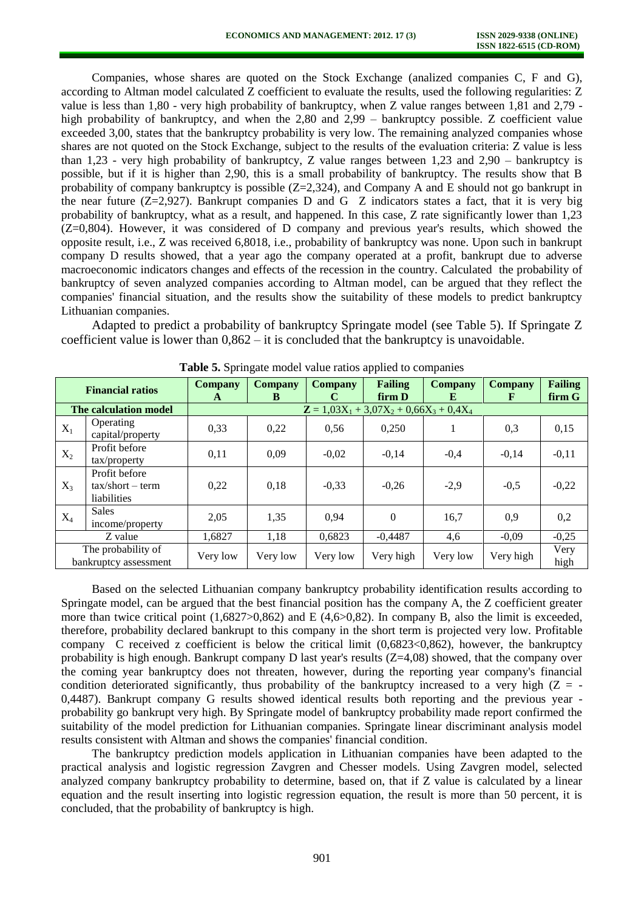Companies, whose shares are quoted on the Stock Exchange (analized companies C, F and G), according to Altman model calculated Z coefficient to evaluate the results, used the following regularities: Z value is less than 1,80 - very high probability of bankruptcy, when Z value ranges between 1,81 and 2,79 - high probability of bankruptcy, and when the 2,80 and 2,99 – bankruptcy possible. Z coefficient value exceeded 3,00, states that the bankruptcy probability is very low. The remaining analyzed companies whose shares are not quoted on the Stock Exchange, subject to the results of the evaluation criteria: Z value is less than 1,23 - very high probability of bankruptcy, Z value ranges between 1,23 and 2,90 – bankruptcy is possible, but if it is higher than 2,90, this is a small probability of bankruptcy. The results show that B probability of company bankruptcy is possible (Z=2,324), and Company A and E should not go bankrupt in the near future (Z=2,927). Bankrupt companies D and G Z indicators states a fact, that it is very big probability of bankruptcy, what as a result, and happened. In this case, Z rate significantly lower than 1,23 (Z=0,804). However, it was considered of D company and previous year's results, which showed the opposite result, i.e., Z was received 6,8018, i.e., probability of bankruptcy was none. Upon such in bankrupt company D results showed, that a year ago the company operated at a profit, bankrupt due to adverse macroeconomic indicators changes and effects of the recession in the country. Calculated the probability of bankruptcy of seven analyzed companies according to Altman model, can be argued that they reflect the companies' financial situation, and the results show the suitability of these models to predict bankruptcy Lithuanian companies.

Adapted to predict a probability of bankruptcy Springate model (see Table 5). If Springate Z coefficient value is lower than 0,862 – it is concluded that the bankruptcy is unavoidable.

**Table 5.** Springate model value ratios applied to companies

| Financial ratios | | Company A | Company B | Company C | Failing firm D | Company E | Company F | Failing firm G |
|---|---|---|---|---|---|---|---|---|
| **The calculation model** | | $\mathbf{Z} = 1{,}03X_1 + 3{,}07X_2 + 0{,}66X_3 + 0{,}4X_4$ | | | | | | |
| $X_1$ | Operating capital/property | 0,33 | 0,22 | 0,56 | 0,250 | 1 | 0,3 | 0,15 |
| $X_2$ | Profit before tax/property | 0,11 | 0,09 | -0,02 | -0,14 | -0,4 | -0,14 | -0,11 |
| $X_3$ | Profit before tax/short – term liabilities | 0,22 | 0,18 | -0,33 | -0,26 | -2,9 | -0,5 | -0,22 |
| $X_4$ | Sales income/property | 2,05 | 1,35 | 0,94 | 0 | 16,7 | 0,9 | 0,2 |
| Z value | | 1,6827 | 1,18 | 0,6823 | -0,4487 | 4,6 | -0,09 | -0,25 |
| The probability of bankruptcy assessment | | Very low | Very low | Very low | Very high | Very low | Very high | Very high |

Based on the selected Lithuanian company bankruptcy probability identification results according to Springate model, can be argued that the best financial position has the company A, the Z coefficient greater more than twice critical point (1,6827>0,862) and E (4,6>0,82). In company B, also the limit is exceeded, therefore, probability declared bankrupt to this company in the short term is projected very low. Profitable company C received z coefficient is below the critical limit (0,6823<0,862), however, the bankruptcy probability is high enough. Bankrupt company D last year's results (Z=4,08) showed, that the company over the coming year bankruptcy does not threaten, however, during the reporting year company's financial condition deteriorated significantly, thus probability of the bankruptcy increased to a very high (Z = -0,4487). Bankrupt company G results showed identical results both reporting and the previous year - probability go bankrupt very high. By Springate model of bankruptcy probability made report confirmed the suitability of the model prediction for Lithuanian companies. Springate linear discriminant analysis model results consistent with Altman and shows the companies' financial condition.

The bankruptcy prediction models application in Lithuanian companies have been adapted to the practical analysis and logistic regression Zavgren and Chesser models. Using Zavgren model, selected analyzed company bankruptcy probability to determine, based on, that if Z value is calculated by a linear equation and the result inserting into logistic regression equation, the result is more than 50 percent, it is concluded, that the probability of bankruptcy is high.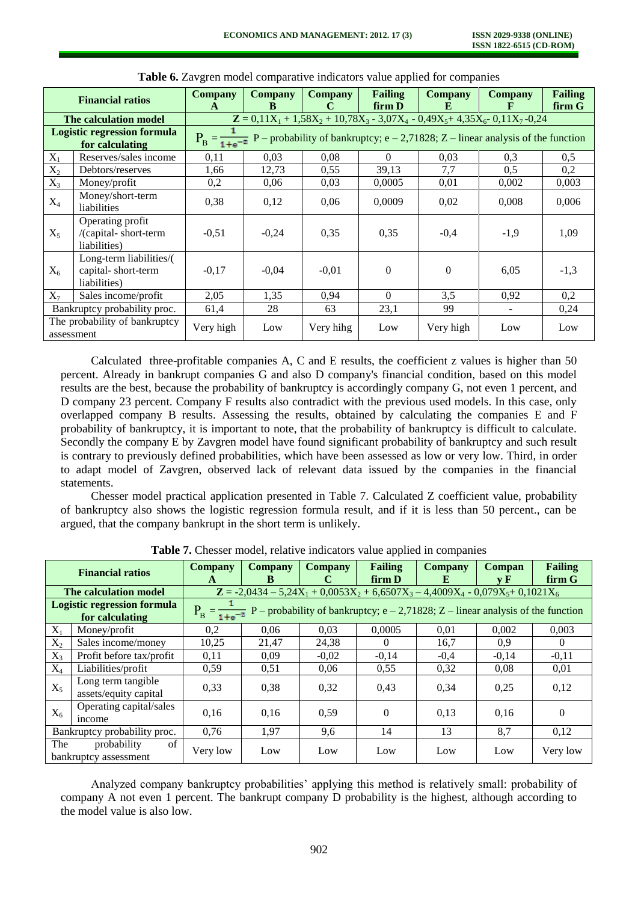**Table 6.** Zavgren model comparative indicators value applied for companies

| Financial ratios | | Company A | Company B | Company C | Failing firm D | Company E | Company F | Failing firm G |
|---|---|---|---|---|---|---|---|---|
| **The calculation model** | | $\mathbf{Z} = 0{,}11X_1 + 1{,}58X_2 + 10{,}78X_3 - 3{,}07X_4 - 0{,}49X_5 + 4{,}35X_6 - 0{,}11X_7 - 0{,}24$ | | | | | | |
| **Logistic regression formula for calculating** | | $P_B = \frac{1}{1+e^{-Z}}$ P – probability of bankruptcy; e – 2,71828; Z – linear analysis of the function | | | | | | |
| $X_1$ | Reserves/sales income | 0,11 | 0,03 | 0,08 | 0 | 0,03 | 0,3 | 0,5 |
| $X_2$ | Debtors/reserves | 1,66 | 12,73 | 0,55 | 39,13 | 7,7 | 0,5 | 0,2 |
| $X_3$ | Money/profit | 0,2 | 0,06 | 0,03 | 0,0005 | 0,01 | 0,002 | 0,003 |
| $X_4$ | Money/short-term liabilities | 0,38 | 0,12 | 0,06 | 0,0009 | 0,02 | 0,008 | 0,006 |
| $X_5$ | Operating profit /(capital- short-term liabilities) | -0,51 | -0,24 | 0,35 | 0,35 | -0,4 | -1,9 | 1,09 |
| $X_6$ | Long-term liabilities/( capital- short-term liabilities) | -0,17 | -0,04 | -0,01 | 0 | 0 | 6,05 | -1,3 |
| $X_7$ | Sales income/profit | 2,05 | 1,35 | 0,94 | 0 | 3,5 | 0,92 | 0,2 |
| Bankruptcy probability proc. | | 61,4 | 28 | 63 | 23,1 | 99 | - | 0,24 |
| The probability of bankruptcy assessment | | Very high | Low | Very hihg | Low | Very high | Low | Low |

Calculated three-profitable companies A, C and E results, the coefficient z values is higher than 50 percent. Already in bankrupt companies G and also D company's financial condition, based on this model results are the best, because the probability of bankruptcy is accordingly company G, not even 1 percent, and D company 23 percent. Company F results also contradict with the previous used models. In this case, only overlapped company B results. Assessing the results, obtained by calculating the companies E and F probability of bankruptcy, it is important to note, that the probability of bankruptcy is difficult to calculate. Secondly the company E by Zavgren model have found significant probability of bankruptcy and such result is contrary to previously defined probabilities, which have been assessed as low or very low. Third, in order to adapt model of Zavgren, observed lack of relevant data issued by the companies in the financial statements.

Chesser model practical application presented in Table 7. Calculated Z coefficient value, probability of bankruptcy also shows the logistic regression formula result, and if it is less than 50 percent., can be argued, that the company bankrupt in the short term is unlikely.

**Table 7.** Chesser model, relative indicators value applied in companies

| Financial ratios | | Company A | Company B | Company C | Failing firm D | Company E | Compan y F | Failing firm G |
|---|---|---|---|---|---|---|---|---|
| **The calculation model** | | $\mathbf{Z} = -2{,}0434 - 5{,}24X_1 + 0{,}0053X_2 + 6{,}6507X_3 - 4{,}4009X_4 - 0{,}079X_5 + 0{,}1021X_6$ | | | | | | |
| **Logistic regression formula for calculating** | | $P_B = \frac{1}{1+e^{-Z}}$ P – probability of bankruptcy; e – 2,71828; Z – linear analysis of the function | | | | | | |
| $X_1$ | Money/profit | 0,2 | 0,06 | 0,03 | 0,0005 | 0,01 | 0,002 | 0,003 |
| $X_2$ | Sales income/money | 10,25 | 21,47 | 24,38 | 0 | 16,7 | 0,9 | 0 |
| $X_3$ | Profit before tax/profit | 0,11 | 0,09 | -0,02 | -0,14 | -0,4 | -0,14 | -0,11 |
| $X_4$ | Liabilities/profit | 0,59 | 0,51 | 0,06 | 0,55 | 0,32 | 0,08 | 0,01 |
| $X_5$ | Long term tangible assets/equity capital | 0,33 | 0,38 | 0,32 | 0,43 | 0,34 | 0,25 | 0,12 |
| $X_6$ | Operating capital/sales income | 0,16 | 0,16 | 0,59 | 0 | 0,13 | 0,16 | 0 |
| Bankruptcy probability proc. | | 0,76 | 1,97 | 9,6 | 14 | 13 | 8,7 | 0,12 |
| The probability of bankruptcy assessment | | Very low | Low | Low | Low | Low | Low | Very low |

Analyzed company bankruptcy probabilities' applying this method is relatively small: probability of company A not even 1 percent. The bankrupt company D probability is the highest, although according to the model value is also low.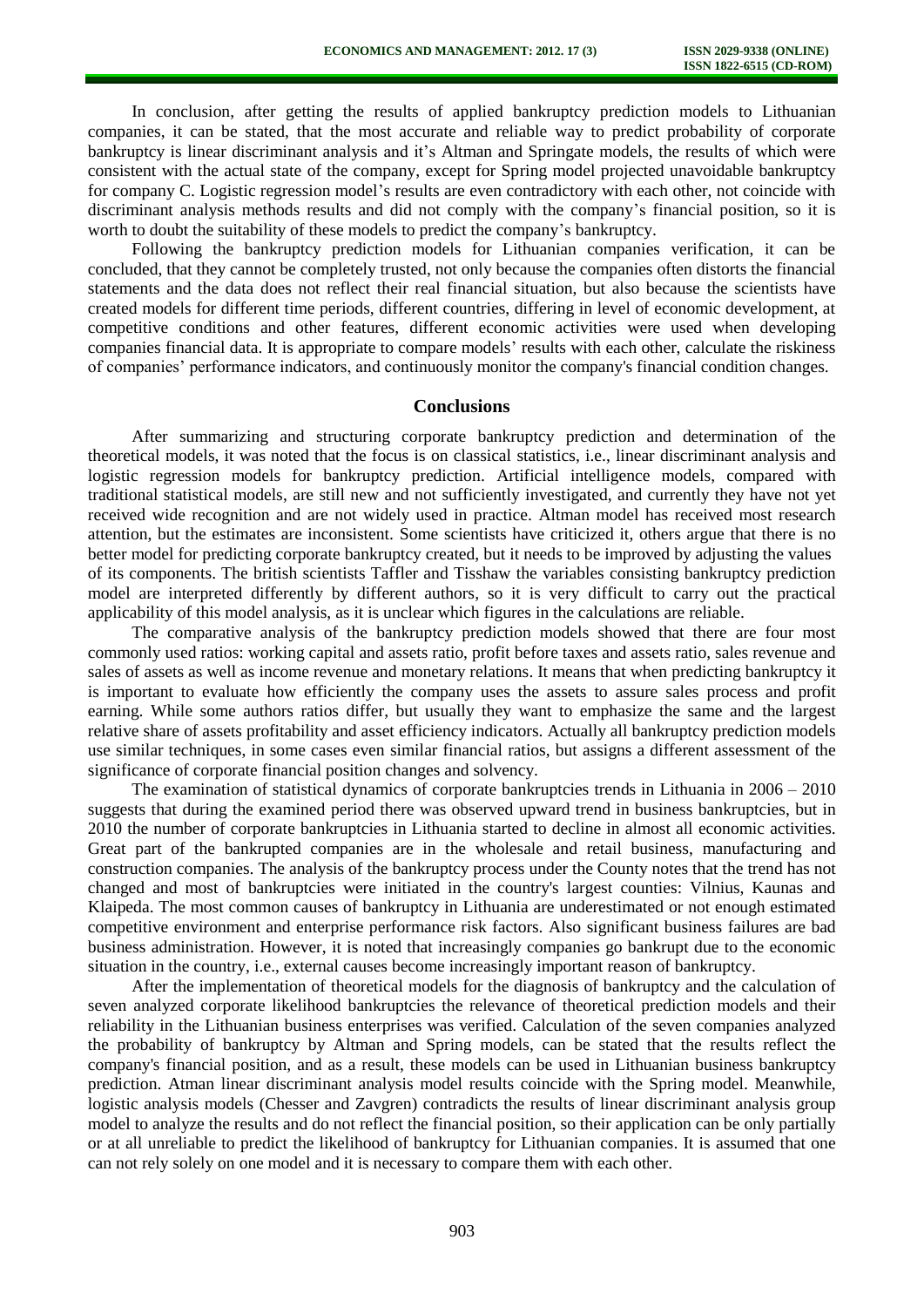In conclusion, after getting the results of applied bankruptcy prediction models to Lithuanian companies, it can be stated, that the most accurate and reliable way to predict probability of corporate bankruptcy is linear discriminant analysis and it's Altman and Springate models, the results of which were consistent with the actual state of the company, except for Spring model projected unavoidable bankruptcy for company C. Logistic regression model's results are even contradictory with each other, not coincide with discriminant analysis methods results and did not comply with the company's financial position, so it is worth to doubt the suitability of these models to predict the company's bankruptcy.

Following the bankruptcy prediction models for Lithuanian companies verification, it can be concluded, that they cannot be completely trusted, not only because the companies often distorts the financial statements and the data does not reflect their real financial situation, but also because the scientists have created models for different time periods, different countries, differing in level of economic development, at competitive conditions and other features, different economic activities were used when developing companies financial data. It is appropriate to compare models' results with each other, calculate the riskiness of companies' performance indicators, and continuously monitor the company's financial condition changes.

## Conclusions

After summarizing and structuring corporate bankruptcy prediction and determination of the theoretical models, it was noted that the focus is on classical statistics, i.e., linear discriminant analysis and logistic regression models for bankruptcy prediction. Artificial intelligence models, compared with traditional statistical models, are still new and not sufficiently investigated, and currently they have not yet received wide recognition and are not widely used in practice. Altman model has received most research attention, but the estimates are inconsistent. Some scientists have criticized it, others argue that there is no better model for predicting corporate bankruptcy created, but it needs to be improved by adjusting the values of its components. The british scientists Taffler and Tisshaw the variables consisting bankruptcy prediction model are interpreted differently by different authors, so it is very difficult to carry out the practical applicability of this model analysis, as it is unclear which figures in the calculations are reliable.

The comparative analysis of the bankruptcy prediction models showed that there are four most commonly used ratios: working capital and assets ratio, profit before taxes and assets ratio, sales revenue and sales of assets as well as income revenue and monetary relations. It means that when predicting bankruptcy it is important to evaluate how efficiently the company uses the assets to assure sales process and profit earning. While some authors ratios differ, but usually they want to emphasize the same and the largest relative share of assets profitability and asset efficiency indicators. Actually all bankruptcy prediction models use similar techniques, in some cases even similar financial ratios, but assigns a different assessment of the significance of corporate financial position changes and solvency.

The examination of statistical dynamics of corporate bankruptcies trends in Lithuania in 2006 – 2010 suggests that during the examined period there was observed upward trend in business bankruptcies, but in 2010 the number of corporate bankruptcies in Lithuania started to decline in almost all economic activities. Great part of the bankrupted companies are in the wholesale and retail business, manufacturing and construction companies. The analysis of the bankruptcy process under the County notes that the trend has not changed and most of bankruptcies were initiated in the country's largest counties: Vilnius, Kaunas and Klaipeda. The most common causes of bankruptcy in Lithuania are underestimated or not enough estimated competitive environment and enterprise performance risk factors. Also significant business failures are bad business administration. However, it is noted that increasingly companies go bankrupt due to the economic situation in the country, i.e., external causes become increasingly important reason of bankruptcy.

After the implementation of theoretical models for the diagnosis of bankruptcy and the calculation of seven analyzed corporate likelihood bankruptcies the relevance of theoretical prediction models and their reliability in the Lithuanian business enterprises was verified. Calculation of the seven companies analyzed the probability of bankruptcy by Altman and Spring models, can be stated that the results reflect the company's financial position, and as a result, these models can be used in Lithuanian business bankruptcy prediction. Atman linear discriminant analysis model results coincide with the Spring model. Meanwhile, logistic analysis models (Chesser and Zavgren) contradicts the results of linear discriminant analysis group model to analyze the results and do not reflect the financial position, so their application can be only partially or at all unreliable to predict the likelihood of bankruptcy for Lithuanian companies. It is assumed that one can not rely solely on one model and it is necessary to compare them with each other.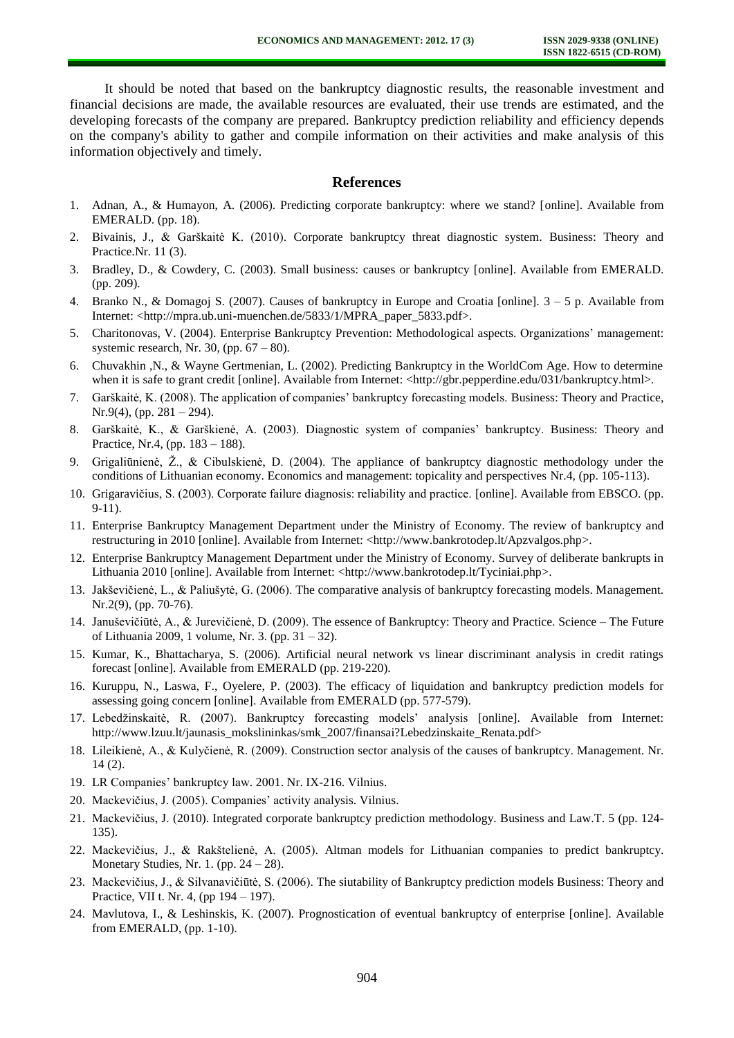It should be noted that based on the bankruptcy diagnostic results, the reasonable investment and financial decisions are made, the available resources are evaluated, their use trends are estimated, and the developing forecasts of the company are prepared. Bankruptcy prediction reliability and efficiency depends on the company's ability to gather and compile information on their activities and make analysis of this information objectively and timely.

## References

1. Adnan, A., & Humayon, A. (2006). Predicting corporate bankruptcy: where we stand? [online]. Available from EMERALD. (pp. 18).
2. Bivainis, J., & Garškaitė K. (2010). Corporate bankruptcy threat diagnostic system. Business: Theory and Practice.Nr. 11 (3).
3. Bradley, D., & Cowdery, C. (2003). Small business: causes or bankruptcy [online]. Available from EMERALD. (pp. 209).
4. Branko N., & Domagoj S. (2007). Causes of bankruptcy in Europe and Croatia [online]. 3 – 5 p. Available from Internet: <http://mpra.ub.uni-muenchen.de/5833/1/MPRA_paper_5833.pdf>.
5. Charitonovas, V. (2004). Enterprise Bankruptcy Prevention: Methodological aspects. Organizations' management: systemic research, Nr. 30, (pp. 67 – 80).
6. Chuvakhin ,N., & Wayne Gertmenian, L. (2002). Predicting Bankruptcy in the WorldCom Age. How to determine when it is safe to grant credit [online]. Available from Internet: <http://gbr.pepperdine.edu/031/bankruptcy.html>.
7. Garškaitė, K. (2008). The application of companies' bankruptcy forecasting models. Business: Theory and Practice, Nr.9(4), (pp. 281 – 294).
8. Garškaitė, K., & Garškienė, A. (2003). Diagnostic system of companies' bankruptcy. Business: Theory and Practice, Nr.4, (pp. 183 – 188).
9. Grigaliūnienė, Ž., & Cibulskienė, D. (2004). The appliance of bankruptcy diagnostic methodology under the conditions of Lithuanian economy. Economics and management: topicality and perspectives Nr.4, (pp. 105-113).
10. Grigaravičius, S. (2003). Corporate failure diagnosis: reliability and practice. [online]. Available from EBSCO. (pp. 9-11).
11. Enterprise Bankruptcy Management Department under the Ministry of Economy. The review of bankruptcy and restructuring in 2010 [online]. Available from Internet: <http://www.bankrotodep.lt/Apzvalgos.php>.
12. Enterprise Bankruptcy Management Department under the Ministry of Economy. Survey of deliberate bankrupts in Lithuania 2010 [online]. Available from Internet: <http://www.bankrotodep.lt/Tyciniai.php>.
13. Jakševičienė, L., & Paliušytė, G. (2006). The comparative analysis of bankruptcy forecasting models. Management. Nr.2(9), (pp. 70-76).
14. Januševičiūtė, A., & Jurevičienė, D. (2009). The essence of Bankruptcy: Theory and Practice. Science – The Future of Lithuania 2009, 1 volume, Nr. 3. (pp. 31 – 32).
15. Kumar, K., Bhattacharya, S. (2006). Artificial neural network vs linear discriminant analysis in credit ratings forecast [online]. Available from EMERALD (pp. 219-220).
16. Kuruppu, N., Laswa, F., Oyelere, P. (2003). The efficacy of liquidation and bankruptcy prediction models for assessing going concern [online]. Available from EMERALD (pp. 577-579).
17. Lebedžinskaitė, R. (2007). Bankruptcy forecasting models' analysis [online]. Available from Internet: http://www.lzuu.lt/jaunasis_mokslininkas/smk_2007/finansai?Lebedzinskaite_Renata.pdf>
18. Lileikienė, A., & Kulyčienė, R. (2009). Construction sector analysis of the causes of bankruptcy. Management. Nr. 14 (2).
19. LR Companies' bankruptcy law. 2001. Nr. IX-216. Vilnius.
20. Mackevičius, J. (2005). Companies' activity analysis. Vilnius.
21. Mackevičius, J. (2010). Integrated corporate bankruptcy prediction methodology. Business and Law.T. 5 (pp. 124-135).
22. Mackevičius, J., & Rakštelienė, A. (2005). Altman models for Lithuanian companies to predict bankruptcy. Monetary Studies, Nr. 1. (pp. 24 – 28).
23. Mackevičius, J., & Silvanavičiūtė, S. (2006). The siutability of Bankruptcy prediction models Business: Theory and Practice, VII t. Nr. 4, (pp 194 – 197).
24. Mavlutova, I., & Leshinskis, K. (2007). Prognostication of eventual bankruptcy of enterprise [online]. Available from EMERALD, (pp. 1-10).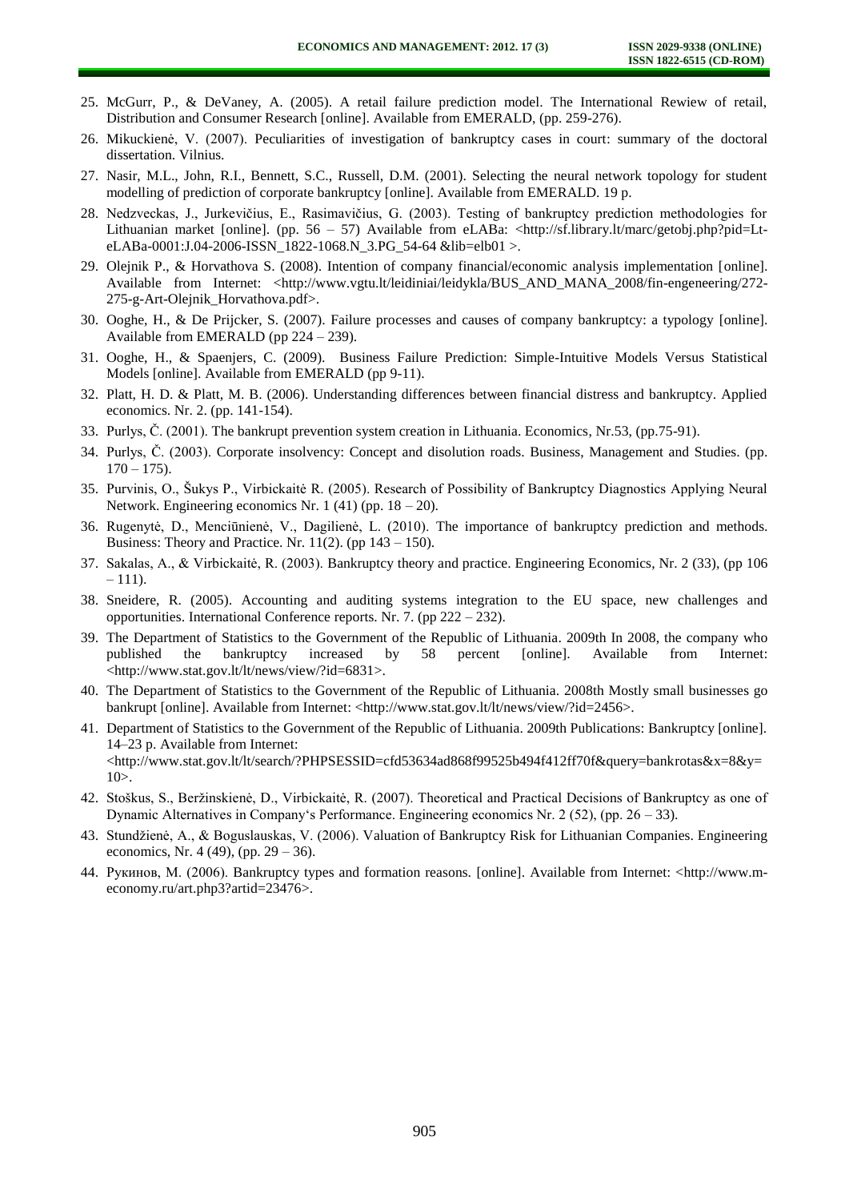25. McGurr, P., & DeVaney, A. (2005). A retail failure prediction model. The International Rewiew of retail, Distribution and Consumer Research [online]. Available from EMERALD, (pp. 259-276).
26. Mikuckienė, V. (2007). Peculiarities of investigation of bankruptcy cases in court: summary of the doctoral dissertation. Vilnius.
27. Nasir, M.L., John, R.I., Bennett, S.C., Russell, D.M. (2001). Selecting the neural network topology for student modelling of prediction of corporate bankruptcy [online]. Available from EMERALD. 19 p.
28. Nedzveckas, J., Jurkevičius, E., Rasimavičius, G. (2003). Testing of bankruptcy prediction methodologies for Lithuanian market [online]. (pp. 56 – 57) Available from eLABa: <http://sf.library.lt/marc/getobj.php?pid=Lt-eLABa-0001:J.04-2006-ISSN_1822-1068.N_3.PG_54-64 &lib=elb01 >.
29. Olejnik P., & Horvathova S. (2008). Intention of company financial/economic analysis implementation [online]. Available from Internet: <http://www.vgtu.lt/leidiniai/leidykla/BUS_AND_MANA_2008/fin-engeneering/272-275-g-Art-Olejnik_Horvathova.pdf>.
30. Ooghe, H., & De Prijcker, S. (2007). Failure processes and causes of company bankruptcy: a typology [online]. Available from EMERALD (pp 224 – 239).
31. Ooghe, H., & Spaenjers, C. (2009). Business Failure Prediction: Simple-Intuitive Models Versus Statistical Models [online]. Available from EMERALD (pp 9-11).
32. Platt, H. D. & Platt, M. B. (2006). Understanding differences between financial distress and bankruptcy. Applied economics. Nr. 2. (pp. 141-154).
33. Purlys, Č. (2001). The bankrupt prevention system creation in Lithuania. Economics, Nr.53, (pp.75-91).
34. Purlys, Č. (2003). Corporate insolvency: Concept and disolution roads. Business, Management and Studies. (pp. 170 – 175).
35. Purvinis, O., Šukys P., Virbickaitė R. (2005). Research of Possibility of Bankruptcy Diagnostics Applying Neural Network. Engineering economics Nr. 1 (41) (pp. 18 – 20).
36. Rugenytė, D., Menciūnienė, V., Dagilienė, L. (2010). The importance of bankruptcy prediction and methods. Business: Theory and Practice. Nr. 11(2). (pp 143 – 150).
37. Sakalas, A., & Virbickaitė, R. (2003). Bankruptcy theory and practice. Engineering Economics, Nr. 2 (33), (pp 106 – 111).
38. Sneidere, R. (2005). Accounting and auditing systems integration to the EU space, new challenges and opportunities. International Conference reports. Nr. 7. (pp 222 – 232).
39. The Department of Statistics to the Government of the Republic of Lithuania. 2009th In 2008, the company who published the bankruptcy increased by 58 percent [online]. Available from Internet: <http://www.stat.gov.lt/lt/news/view/?id=6831>.
40. The Department of Statistics to the Government of the Republic of Lithuania. 2008th Mostly small businesses go bankrupt [online]. Available from Internet: <http://www.stat.gov.lt/lt/news/view/?id=2456>.
41. Department of Statistics to the Government of the Republic of Lithuania. 2009th Publications: Bankruptcy [online]. 14–23 p. Available from Internet: <http://www.stat.gov.lt/lt/search/?PHPSESSID=cfd53634ad868f99525b494f412ff70f&query=bankrotas&x=8&y=10>.
42. Stoškus, S., Beržinskienė, D., Virbickaitė, R. (2007). Theoretical and Practical Decisions of Bankruptcy as one of Dynamic Alternatives in Company's Performance. Engineering economics Nr. 2 (52), (pp. 26 – 33).
43. Stundžienė, A., & Boguslauskas, V. (2006). Valuation of Bankruptcy Risk for Lithuanian Companies. Engineering economics, Nr. 4 (49), (pp. 29 – 36).
44. Рукинов, M. (2006). Bankruptcy types and formation reasons. [online]. Available from Internet: <http://www.m-economy.ru/art.php3?artid=23476>.